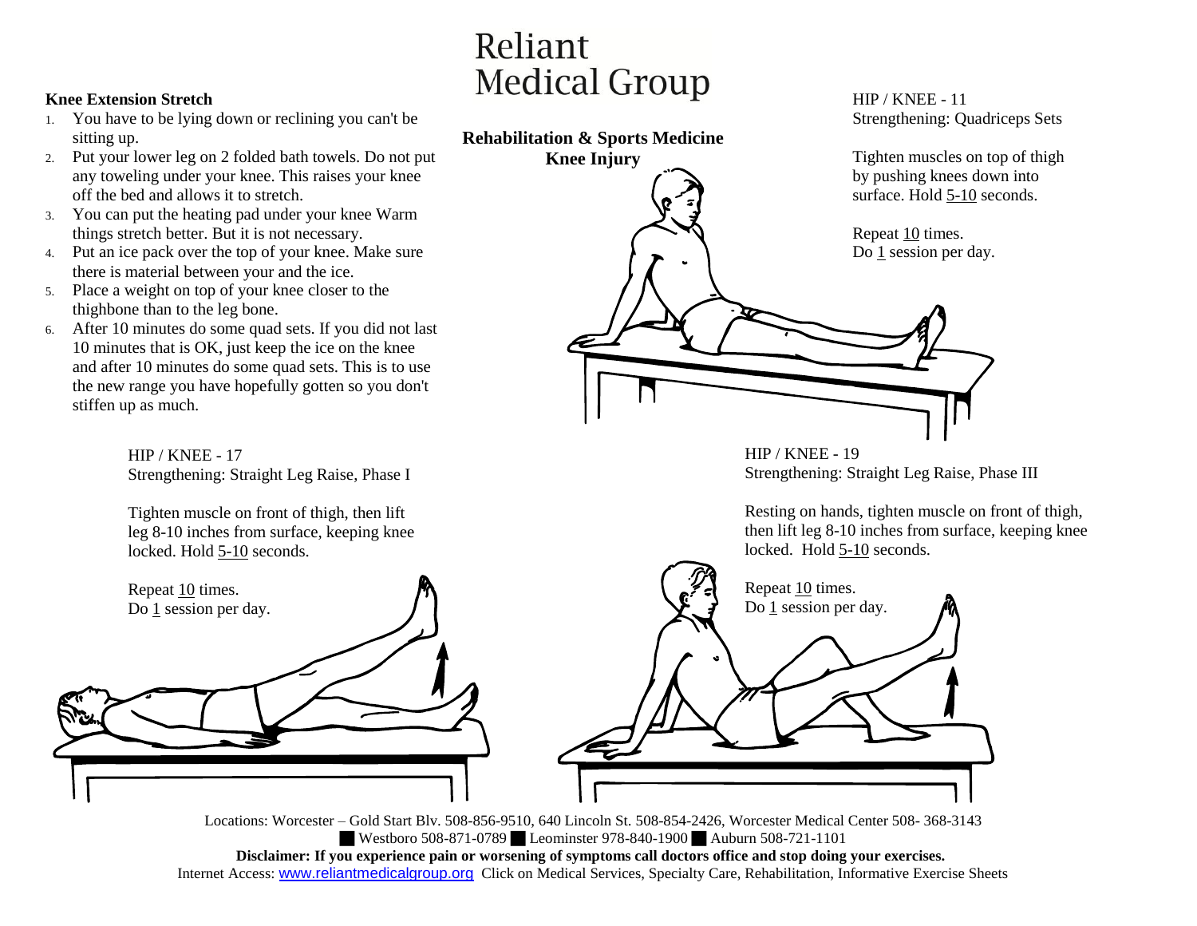# Reliant Medical Group

**Rehabilitation & Sports Medicine**
**Knee Injury**

**Knee Extension Stretch**

1. You have to be lying down or reclining you can't be sitting up.
2. Put your lower leg on 2 folded bath towels. Do not put any toweling under your knee. This raises your knee off the bed and allows it to stretch.
3. You can put the heating pad under your knee Warm things stretch better. But it is not necessary.
4. Put an ice pack over the top of your knee. Make sure there is material between your and the ice.
5. Place a weight on top of your knee closer to the thighbone than to the leg bone.
6. After 10 minutes do some quad sets. If you did not last 10 minutes that is OK, just keep the ice on the knee and after 10 minutes do some quad sets. This is to use the new range you have hopefully gotten so you don't stiffen up as much.

HIP / KNEE - 11
Strengthening: Quadriceps Sets

Tighten muscles on top of thigh by pushing knees down into surface. Hold 5-10 seconds.

Repeat 10 times.
Do 1 session per day.

HIP / KNEE - 17
Strengthening: Straight Leg Raise, Phase I

Tighten muscle on front of thigh, then lift leg 8-10 inches from surface, keeping knee locked. Hold 5-10 seconds.

Repeat 10 times.
Do 1 session per day.

HIP / KNEE - 19
Strengthening: Straight Leg Raise, Phase III

Resting on hands, tighten muscle on front of thigh, then lift leg 8-10 inches from surface, keeping knee locked. Hold 5-10 seconds.

Repeat 10 times.
Do 1 session per day.

Locations: Worcester – Gold Start Blv. 508-856-9510, 640 Lincoln St. 508-854-2426, Worcester Medical Center 508- 368-3143
Westboro 508-871-0789 Leominster 978-840-1900 Auburn 508-721-1101

**Disclaimer: If you experience pain or worsening of symptoms call doctors office and stop doing your exercises.**

Internet Access: www.reliantmedicalgroup.org Click on Medical Services, Specialty Care, Rehabilitation, Informative Exercise Sheets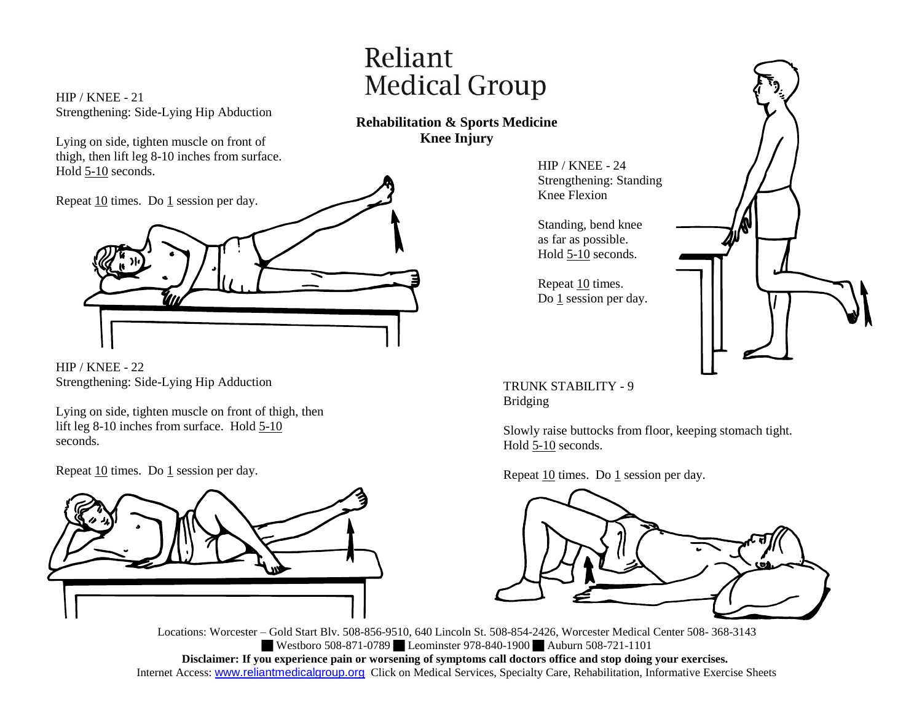# Reliant Medical Group

**Rehabilitation & Sports Medicine**
**Knee Injury**

HIP / KNEE - 21
Strengthening: Side-Lying Hip Abduction

Lying on side, tighten muscle on front of thigh, then lift leg 8-10 inches from surface. Hold 5-10 seconds.

Repeat 10 times. Do 1 session per day.

HIP / KNEE - 22
Strengthening: Side-Lying Hip Adduction

Lying on side, tighten muscle on front of thigh, then lift leg 8-10 inches from surface. Hold 5-10 seconds.

Repeat 10 times. Do 1 session per day.

HIP / KNEE - 24
Strengthening: Standing Knee Flexion

Standing, bend knee as far as possible. Hold 5-10 seconds.

Repeat 10 times. Do 1 session per day.

TRUNK STABILITY - 9
Bridging

Slowly raise buttocks from floor, keeping stomach tight. Hold 5-10 seconds.

Repeat 10 times. Do 1 session per day.

Locations: Worcester – Gold Start Blv. 508-856-9510, 640 Lincoln St. 508-854-2426, Worcester Medical Center 508- 368-3143
Westboro 508-871-0789 Leominster 978-840-1900 Auburn 508-721-1101

**Disclaimer: If you experience pain or worsening of symptoms call doctors office and stop doing your exercises.**

Internet Access: www.reliantmedicalgroup.org Click on Medical Services, Specialty Care, Rehabilitation, Informative Exercise Sheets